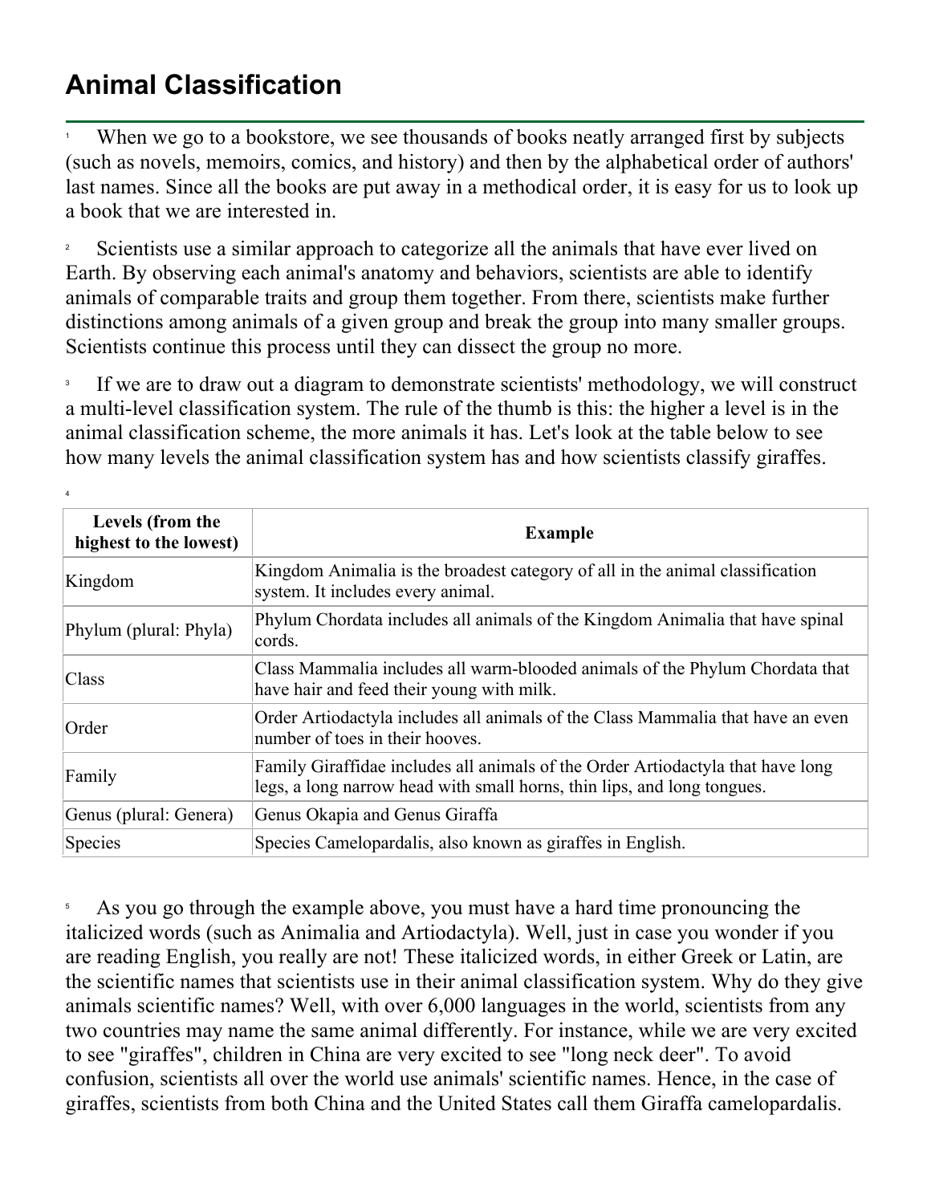# Animal Classification

1 When we go to a bookstore, we see thousands of books neatly arranged first by subjects (such as novels, memoirs, comics, and history) and then by the alphabetical order of authors' last names. Since all the books are put away in a methodical order, it is easy for us to look up a book that we are interested in.

2 Scientists use a similar approach to categorize all the animals that have ever lived on Earth. By observing each animal's anatomy and behaviors, scientists are able to identify animals of comparable traits and group them together. From there, scientists make further distinctions among animals of a given group and break the group into many smaller groups. Scientists continue this process until they can dissect the group no more.

3 If we are to draw out a diagram to demonstrate scientists' methodology, we will construct a multi-level classification system. The rule of the thumb is this: the higher a level is in the animal classification scheme, the more animals it has. Let's look at the table below to see how many levels the animal classification system has and how scientists classify giraffes.

4

| Levels (from the highest to the lowest) | Example |
|---|---|
| Kingdom | Kingdom Animalia is the broadest category of all in the animal classification system. It includes every animal. |
| Phylum (plural: Phyla) | Phylum Chordata includes all animals of the Kingdom Animalia that have spinal cords. |
| Class | Class Mammalia includes all warm-blooded animals of the Phylum Chordata that have hair and feed their young with milk. |
| Order | Order Artiodactyla includes all animals of the Class Mammalia that have an even number of toes in their hooves. |
| Family | Family Giraffidae includes all animals of the Order Artiodactyla that have long legs, a long narrow head with small horns, thin lips, and long tongues. |
| Genus (plural: Genera) | Genus Okapia and Genus Giraffa |
| Species | Species Camelopardalis, also known as giraffes in English. |

5 As you go through the example above, you must have a hard time pronouncing the italicized words (such as Animalia and Artiodactyla). Well, just in case you wonder if you are reading English, you really are not! These italicized words, in either Greek or Latin, are the scientific names that scientists use in their animal classification system. Why do they give animals scientific names? Well, with over 6,000 languages in the world, scientists from any two countries may name the same animal differently. For instance, while we are very excited to see "giraffes", children in China are very excited to see "long neck deer". To avoid confusion, scientists all over the world use animals' scientific names. Hence, in the case of giraffes, scientists from both China and the United States call them Giraffa camelopardalis.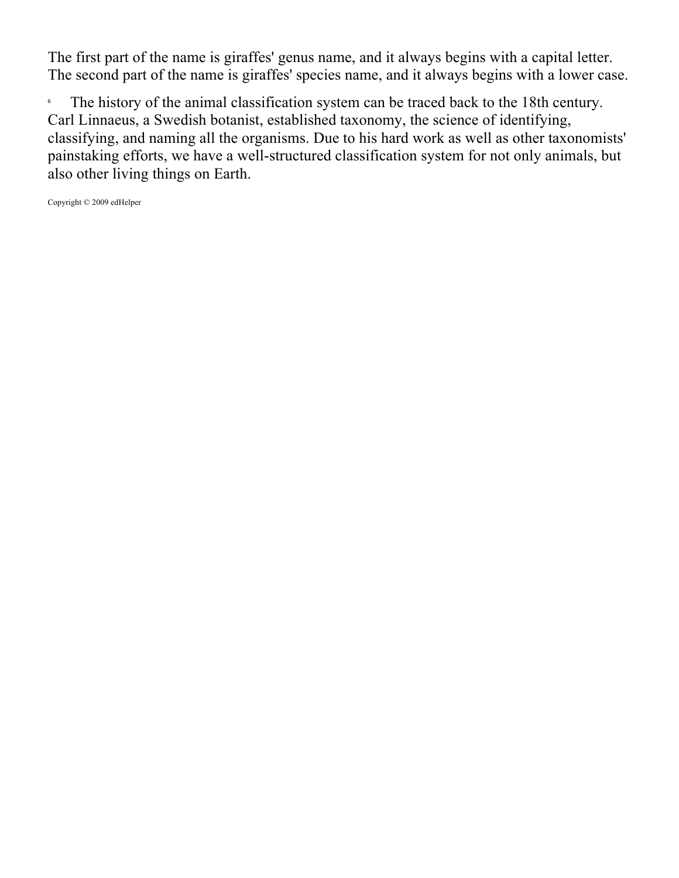The first part of the name is giraffes' genus name, and it always begins with a capital letter. The second part of the name is giraffes' species name, and it always begins with a lower case.

6 The history of the animal classification system can be traced back to the 18th century. Carl Linnaeus, a Swedish botanist, established taxonomy, the science of identifying, classifying, and naming all the organisms. Due to his hard work as well as other taxonomists' painstaking efforts, we have a well-structured classification system for not only animals, but also other living things on Earth.

Copyright © 2009 edHelper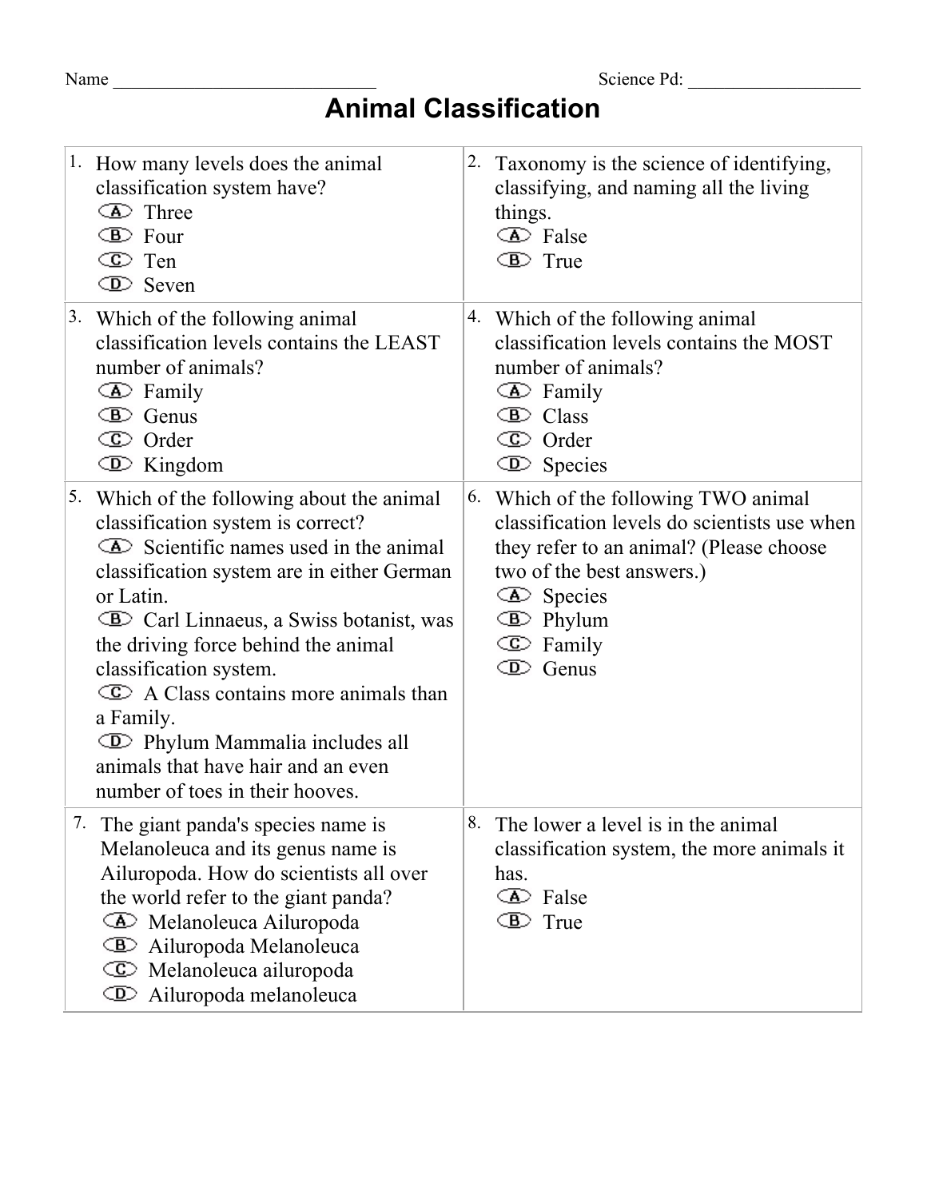Name ____________________________ Science Pd: __________________

# Animal Classification

1. How many levels does the animal classification system have?
   - (A) Three
   - (B) Four
   - (C) Ten
   - (D) Seven

2. Taxonomy is the science of identifying, classifying, and naming all the living things.
   - (A) False
   - (B) True

3. Which of the following animal classification levels contains the LEAST number of animals?
   - (A) Family
   - (B) Genus
   - (C) Order
   - (D) Kingdom

4. Which of the following animal classification levels contains the MOST number of animals?
   - (A) Family
   - (B) Class
   - (C) Order
   - (D) Species

5. Which of the following about the animal classification system is correct?
   - (A) Scientific names used in the animal classification system are in either German or Latin.
   - (B) Carl Linnaeus, a Swiss botanist, was the driving force behind the animal classification system.
   - (C) A Class contains more animals than a Family.
   - (D) Phylum Mammalia includes all animals that have hair and an even number of toes in their hooves.

6. Which of the following TWO animal classification levels do scientists use when they refer to an animal? (Please choose two of the best answers.)
   - (A) Species
   - (B) Phylum
   - (C) Family
   - (D) Genus

7. The giant panda's species name is Melanoleuca and its genus name is Ailuropoda. How do scientists all over the world refer to the giant panda?
   - (A) Melanoleuca Ailuropoda
   - (B) Ailuropoda Melanoleuca
   - (C) Melanoleuca ailuropoda
   - (D) Ailuropoda melanoleuca

8. The lower a level is in the animal classification system, the more animals it has.
   - (A) False
   - (B) True